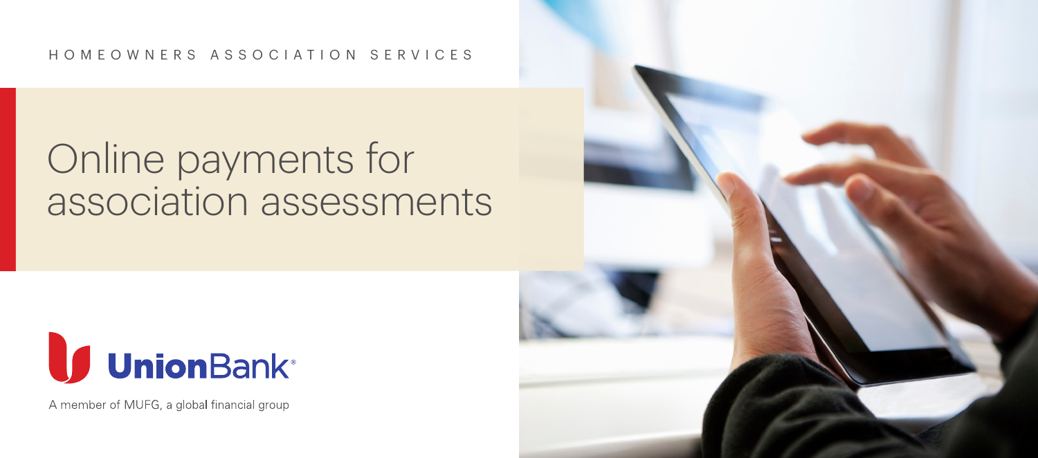HOMEOWNERS ASSOCIATION SERVICES

# Online payments for association assessments

UnionBank®

A member of MUFG, a global financial group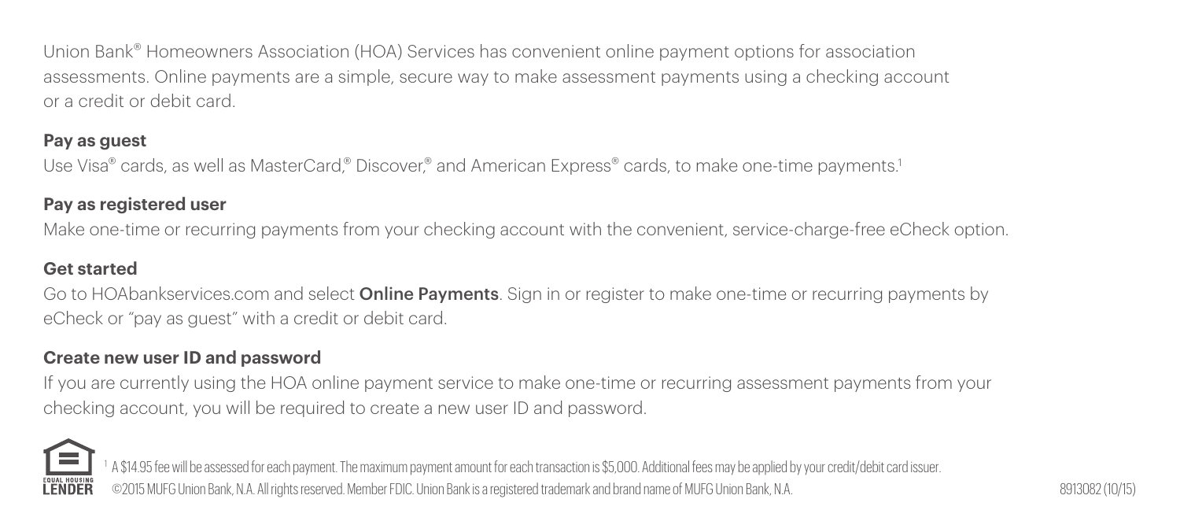Union Bank® Homeowners Association (HOA) Services has convenient online payment options for association assessments. Online payments are a simple, secure way to make assessment payments using a checking account or a credit or debit card.

**Pay as guest**

Use Visa® cards, as well as MasterCard,® Discover,® and American Express® cards, to make one-time payments.[1]

**Pay as registered user**

Make one-time or recurring payments from your checking account with the convenient, service-charge-free eCheck option.

**Get started**

Go to HOAbankservices.com and select **Online Payments**. Sign in or register to make one-time or recurring payments by eCheck or "pay as guest" with a credit or debit card.

**Create new user ID and password**

If you are currently using the HOA online payment service to make one-time or recurring assessment payments from your checking account, you will be required to create a new user ID and password.

EQUAL HOUSING LENDER

[1] A $14.95 fee will be assessed for each payment. The maximum payment amount for each transaction is $5,000. Additional fees may be applied by your credit/debit card issuer.

©2015 MUFG Union Bank, N.A. All rights reserved. Member FDIC. Union Bank is a registered trademark and brand name of MUFG Union Bank, N.A. 8913082 (10/15)